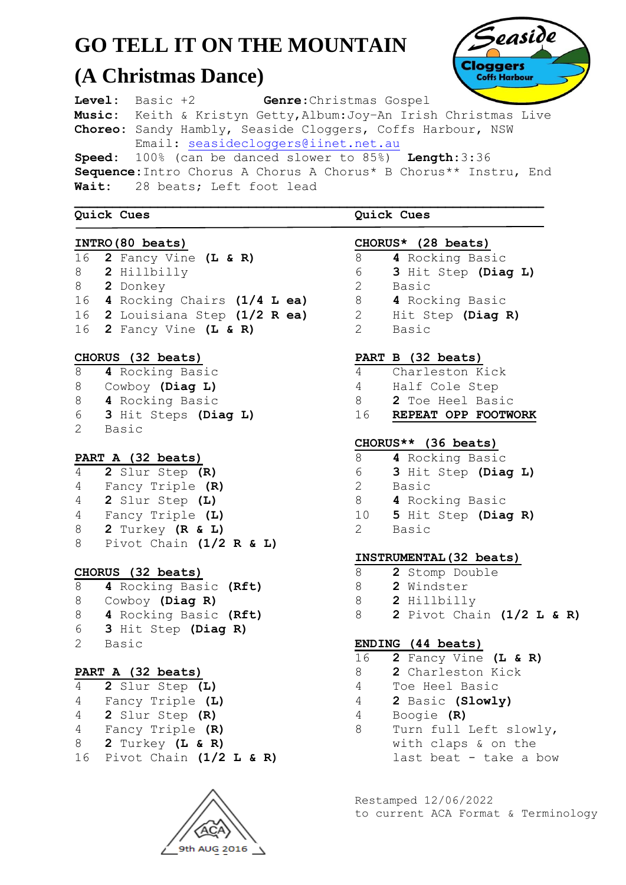# GO TELL IT ON THE MOUNTAIN

# (A Christmas Dance)

**Level:** Basic +2 **Genre:** Christmas Gospel
**Music:** Keith & Kristyn Getty, Album: Joy-An Irish Christmas Live
**Choreo:** Sandy Hambly, Seaside Cloggers, Coffs Harbour, NSW
Email: seasidecloggers@iinet.net.au
**Speed:** 100% (can be danced slower to 85%) **Length:** 3:36
**Sequence:** Intro Chorus A Chorus A Chorus* B Chorus** Instru, End
**Wait:** 28 beats; Left foot lead

---

**Quick Cues**

**INTRO (80 beats)**

16 **2** Fancy Vine **(L & R)**
8 **2** Hillbilly
8 **2** Donkey
16 **4** Rocking Chairs **(1/4 L ea)**
16 **2** Louisiana Step **(1/2 R ea)**
16 **2** Fancy Vine **(L & R)**

**CHORUS (32 beats)**

8 **4** Rocking Basic
8 Cowboy **(Diag L)**
8 **4** Rocking Basic
6 **3** Hit Steps **(Diag L)**
2 Basic

**PART A (32 beats)**

4 **2** Slur Step **(R)**
4 Fancy Triple **(R)**
4 **2** Slur Step **(L)**
4 Fancy Triple **(L)**
8 **2** Turkey **(R & L)**
8 Pivot Chain **(1/2 R & L)**

**CHORUS (32 beats)**

8 **4** Rocking Basic **(Rft)**
8 Cowboy **(Diag R)**
8 **4** Rocking Basic **(Rft)**
6 **3** Hit Step **(Diag R)**
2 Basic

**PART A (32 beats)**

4 **2** Slur Step **(L)**
4 Fancy Triple **(L)**
4 **2** Slur Step **(R)**
4 Fancy Triple **(R)**
8 **2** Turkey **(L & R)**
16 Pivot Chain **(1/2 L & R)**

**Quick Cues**

**CHORUS* (28 beats)**

8 **4** Rocking Basic
6 **3** Hit Step **(Diag L)**
2 Basic
8 **4** Rocking Basic
2 Hit Step **(Diag R)**
2 Basic

**PART B (32 beats)**

4 Charleston Kick
4 Half Cole Step
8 **2** Toe Heel Basic
16 **REPEAT OPP FOOTWORK**

**CHORUS** (36 beats)**

8 **4** Rocking Basic
6 **3** Hit Step **(Diag L)**
2 Basic
8 **4** Rocking Basic
10 **5** Hit Step **(Diag R)**
2 Basic

**INSTRUMENTAL (32 beats)**

8 **2** Stomp Double
8 **2** Windster
8 **2** Hillbilly
8 **2** Pivot Chain **(1/2 L & R)**

**ENDING (44 beats)**

16 **2** Fancy Vine **(L & R)**
8 **2** Charleston Kick
4 Toe Heel Basic
4 **2** Basic **(Slowly)**
4 Boogie **(R)**
8 Turn full Left slowly, with claps & on the last beat - take a bow

Restamped 12/06/2022
to current ACA Format & Terminology

ACA 9th AUG 2016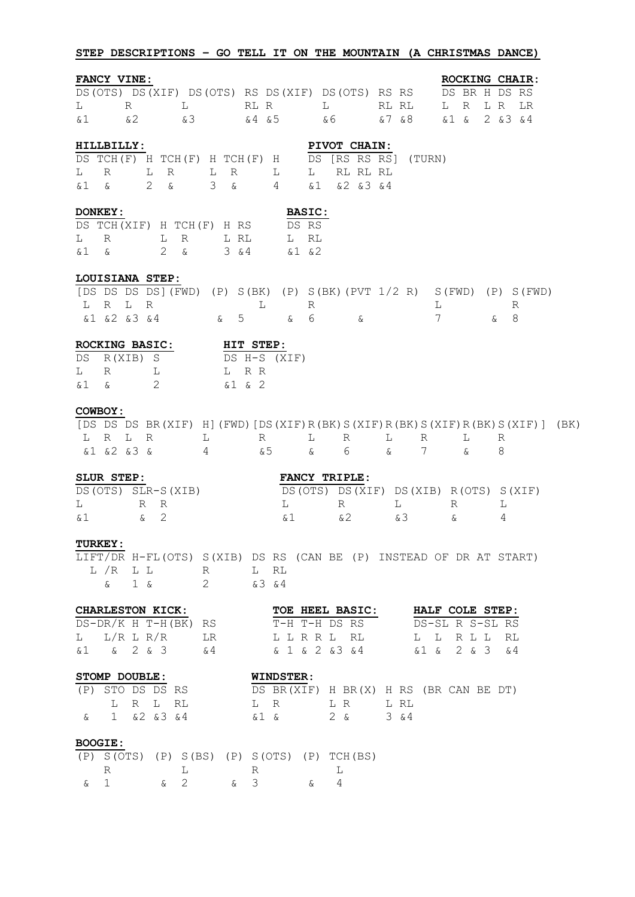**STEP DESCRIPTIONS – GO TELL IT ON THE MOUNTAIN (A CHRISTMAS DANCE)**

**FANCY VINE:**

```
DS(OTS) DS(XIF) DS(OTS) RS DS(XIF) DS(OTS) RS RS
L       R       L       RL R       L       RL RL
&1      &2      &3      &4 &5      &6      &7 &8
```

**ROCKING CHAIR:**

```
DS BR H DS RS
L  R  L R  LR
&1 &  2 &3 &4
```

**HILLBILLY:**

```
DS TCH(F) H TCH(F) H TCH(F) H
L  R      L R      L R      L
&1 &      2 &      3 &      4
```

**PIVOT CHAIN:**

```
DS [RS RS RS] (TURN)
L   RL RL RL
&1  &2 &3 &4
```

**DONKEY:**

```
DS TCH(XIF) H TCH(F) H RS
L  R        L R      L RL
&1 &        2 &      3 &4
```

**BASIC:**

```
DS RS
L  RL
&1 &2
```

**LOUISIANA STEP:**

```
[DS DS DS DS](FWD) (P) S(BK) (P) S(BK)(PVT 1/2 R) S(FWD) (P) S(FWD)
 L  R  L  R              L        R                 L           R
 &1 &2 &3 &4         &   5    &   6       &         7       &   8
```

**ROCKING BASIC:**

```
DS R(XIB) S
L  R      L
&1 &      2
```

**HIT STEP:**

```
DS H-S (XIF)
L  R R
&1 & 2
```

**COWBOY:**

```
[DS DS DS BR(XIF) H](FWD)[DS(XIF)R(BK)S(XIF)R(BK)S(XIF)R(BK)S(XIF)] (BK)
 L  R  L  R       L       R      L     R     L     R     L     R
 &1 &2 &3 &       4       &5     &     6     &     7     &     8
```

**SLUR STEP:**

```
DS(OTS) SLR-S(XIB)
L       R R
&1      & 2
```

**FANCY TRIPLE:**

```
DS(OTS) DS(XIF) DS(XIB) R(OTS) S(XIF)
L       R       L       R      L
&1      &2      &3      &      4
```

**TURKEY:**

```
LIFT/DR H-FL(OTS) S(XIB) DS RS (CAN BE (P) INSTEAD OF DR AT START)
  L /R  L L       R      L  RL
    &   1 &       2      &3 &4
```

**CHARLESTON KICK:**

```
DS-DR/K H T-H(BK) RS
L  L/R L R/R      LR
&1   & 2 & 3      &4
```

**TOE HEEL BASIC:**

```
T-H T-H DS RS
L L R R L  RL
& 1 & 2 &3 &4
```

**HALF COLE STEP:**

```
DS-SL R S-SL RS
L  L  R L L  RL
&1 &  2 & 3  &4
```

**STOMP DOUBLE:**

```
(P) STO DS DS RS
    L   R  L  RL
&   1   &2 &3 &4
```

**WINDSTER:**

```
DS BR(XIF) H BR(X) H RS (BR CAN BE DT)
L  R       L R     L RL
&1 &       2 &     3 &4
```

**BOOGIE:**

```
(P) S(OTS) (P) S(BS) (P) S(OTS) (P) TCH(BS)
    R          L         R          L
&   1      &   2     &   3      &   4
```